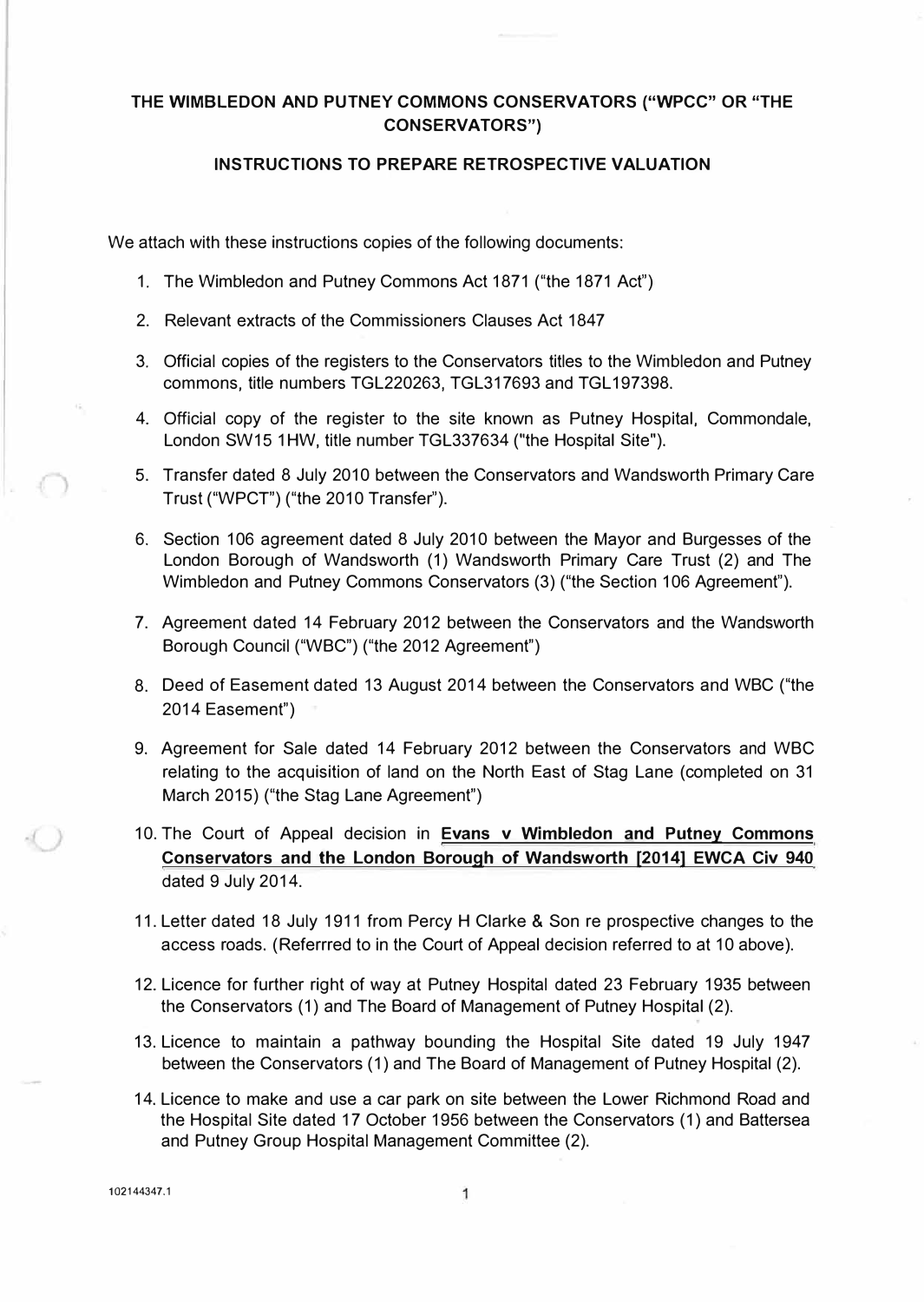# THE WIMBLEDON AND PUTNEY COMMONS CONSERVATORS ("WPCC" OR "THE CONSERVATORS")

## INSTRUCTIONS TO PREPARE RETROSPECTIVE VALUATION

We attach with these instructions copies of the following documents:

1. The Wimbledon and Putney Commons Act 1871 ("the 1871 Act")
2. Relevant extracts of the Commissioners Clauses Act 1847
3. Official copies of the registers to the Conservators titles to the Wimbledon and Putney commons, title numbers TGL220263, TGL317693 and TGL197398.
4. Official copy of the register to the site known as Putney Hospital, Commondale, London SW15 1HW, title number TGL337634 ("the Hospital Site").
5. Transfer dated 8 July 2010 between the Conservators and Wandsworth Primary Care Trust ("WPCT") ("the 2010 Transfer").
6. Section 106 agreement dated 8 July 2010 between the Mayor and Burgesses of the London Borough of Wandsworth (1) Wandsworth Primary Care Trust (2) and The Wimbledon and Putney Commons Conservators (3) ("the Section 106 Agreement").
7. Agreement dated 14 February 2012 between the Conservators and the Wandsworth Borough Council ("WBC") ("the 2012 Agreement")
8. Deed of Easement dated 13 August 2014 between the Conservators and WBC ("the 2014 Easement")
9. Agreement for Sale dated 14 February 2012 between the Conservators and WBC relating to the acquisition of land on the North East of Stag Lane (completed on 31 March 2015) ("the Stag Lane Agreement")
10. The Court of Appeal decision in **Evans v Wimbledon and Putney Commons Conservators and the London Borough of Wandsworth [2014] EWCA Civ 940** dated 9 July 2014.
11. Letter dated 18 July 1911 from Percy H Clarke & Son re prospective changes to the access roads. (Referrred to in the Court of Appeal decision referred to at 10 above).
12. Licence for further right of way at Putney Hospital dated 23 February 1935 between the Conservators (1) and The Board of Management of Putney Hospital (2).
13. Licence to maintain a pathway bounding the Hospital Site dated 19 July 1947 between the Conservators (1) and The Board of Management of Putney Hospital (2).
14. Licence to make and use a car park on site between the Lower Richmond Road and the Hospital Site dated 17 October 1956 between the Conservators (1) and Battersea and Putney Group Hospital Management Committee (2).

102144347.1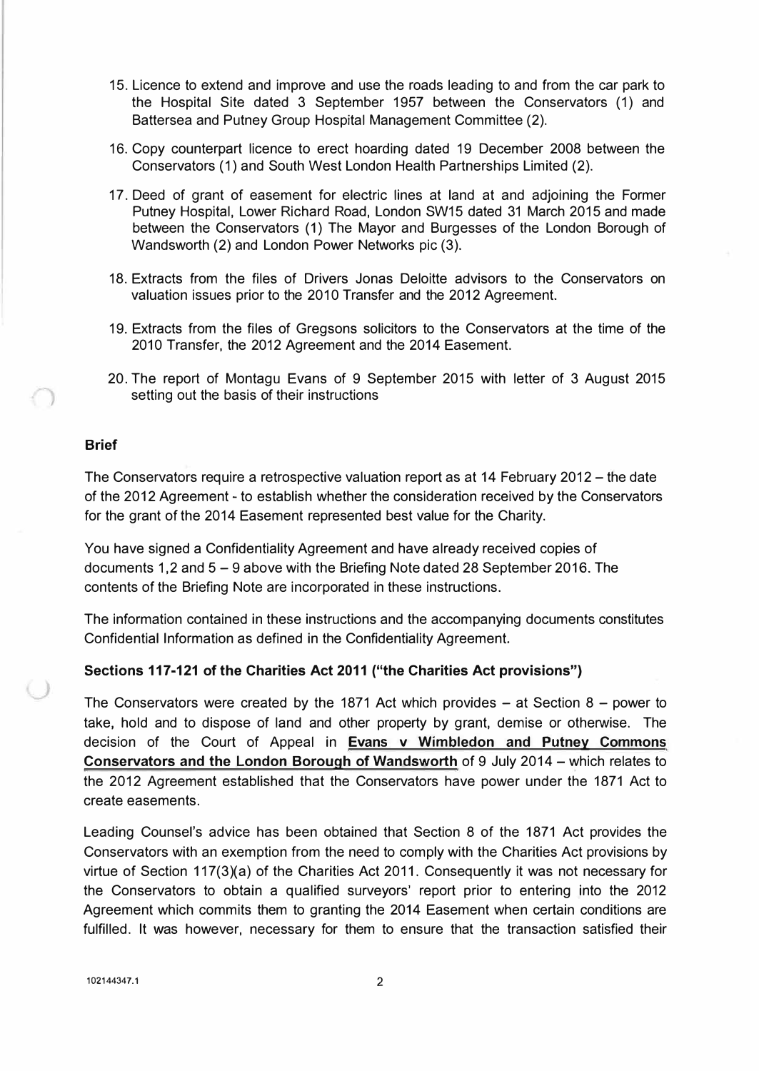15. Licence to extend and improve and use the roads leading to and from the car park to the Hospital Site dated 3 September 1957 between the Conservators (1) and Battersea and Putney Group Hospital Management Committee (2).

16. Copy counterpart licence to erect hoarding dated 19 December 2008 between the Conservators (1) and South West London Health Partnerships Limited (2).

17. Deed of grant of easement for electric lines at land at and adjoining the Former Putney Hospital, Lower Richard Road, London SW15 dated 31 March 2015 and made between the Conservators (1) The Mayor and Burgesses of the London Borough of Wandsworth (2) and London Power Networks plc (3).

18. Extracts from the files of Drivers Jonas Deloitte advisors to the Conservators on valuation issues prior to the 2010 Transfer and the 2012 Agreement.

19. Extracts from the files of Gregsons solicitors to the Conservators at the time of the 2010 Transfer, the 2012 Agreement and the 2014 Easement.

20. The report of Montagu Evans of 9 September 2015 with letter of 3 August 2015 setting out the basis of their instructions

### Brief

The Conservators require a retrospective valuation report as at 14 February 2012 – the date of the 2012 Agreement - to establish whether the consideration received by the Conservators for the grant of the 2014 Easement represented best value for the Charity.

You have signed a Confidentiality Agreement and have already received copies of documents 1,2 and 5 – 9 above with the Briefing Note dated 28 September 2016. The contents of the Briefing Note are incorporated in these instructions.

The information contained in these instructions and the accompanying documents constitutes Confidential Information as defined in the Confidentiality Agreement.

### Sections 117-121 of the Charities Act 2011 ("the Charities Act provisions")

The Conservators were created by the 1871 Act which provides – at Section 8 – power to take, hold and to dispose of land and other property by grant, demise or otherwise. The decision of the Court of Appeal in **Evans v Wimbledon and Putney Commons Conservators and the London Borough of Wandsworth** of 9 July 2014 – which relates to the 2012 Agreement established that the Conservators have power under the 1871 Act to create easements.

Leading Counsel's advice has been obtained that Section 8 of the 1871 Act provides the Conservators with an exemption from the need to comply with the Charities Act provisions by virtue of Section 117(3)(a) of the Charities Act 2011. Consequently it was not necessary for the Conservators to obtain a qualified surveyors' report prior to entering into the 2012 Agreement which commits them to granting the 2014 Easement when certain conditions are fulfilled. It was however, necessary for them to ensure that the transaction satisfied their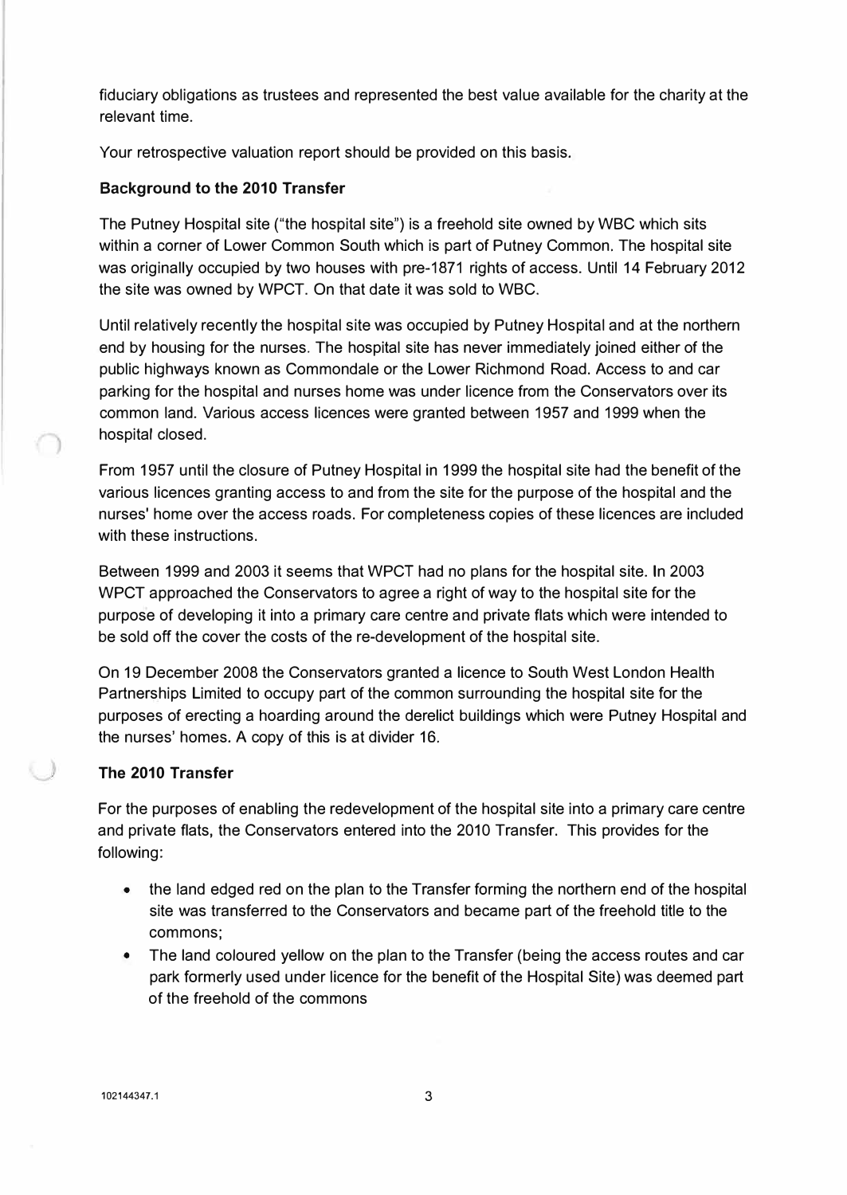fiduciary obligations as trustees and represented the best value available for the charity at the relevant time.

Your retrospective valuation report should be provided on this basis.

**Background to the 2010 Transfer**

The Putney Hospital site ("the hospital site") is a freehold site owned by WBC which sits within a corner of Lower Common South which is part of Putney Common. The hospital site was originally occupied by two houses with pre-1871 rights of access. Until 14 February 2012 the site was owned by WPCT. On that date it was sold to WBC.

Until relatively recently the hospital site was occupied by Putney Hospital and at the northern end by housing for the nurses. The hospital site has never immediately joined either of the public highways known as Commondale or the Lower Richmond Road. Access to and car parking for the hospital and nurses home was under licence from the Conservators over its common land. Various access licences were granted between 1957 and 1999 when the hospital closed.

From 1957 until the closure of Putney Hospital in 1999 the hospital site had the benefit of the various licences granting access to and from the site for the purpose of the hospital and the nurses' home over the access roads. For completeness copies of these licences are included with these instructions.

Between 1999 and 2003 it seems that WPCT had no plans for the hospital site. In 2003 WPCT approached the Conservators to agree a right of way to the hospital site for the purpose of developing it into a primary care centre and private flats which were intended to be sold off the cover the costs of the re-development of the hospital site.

On 19 December 2008 the Conservators granted a licence to South West London Health Partnerships Limited to occupy part of the common surrounding the hospital site for the purposes of erecting a hoarding around the derelict buildings which were Putney Hospital and the nurses' homes. A copy of this is at divider 16.

**The 2010 Transfer**

For the purposes of enabling the redevelopment of the hospital site into a primary care centre and private flats, the Conservators entered into the 2010 Transfer. This provides for the following:

- the land edged red on the plan to the Transfer forming the northern end of the hospital site was transferred to the Conservators and became part of the freehold title to the commons;
- The land coloured yellow on the plan to the Transfer (being the access routes and car park formerly used under licence for the benefit of the Hospital Site) was deemed part of the freehold of the commons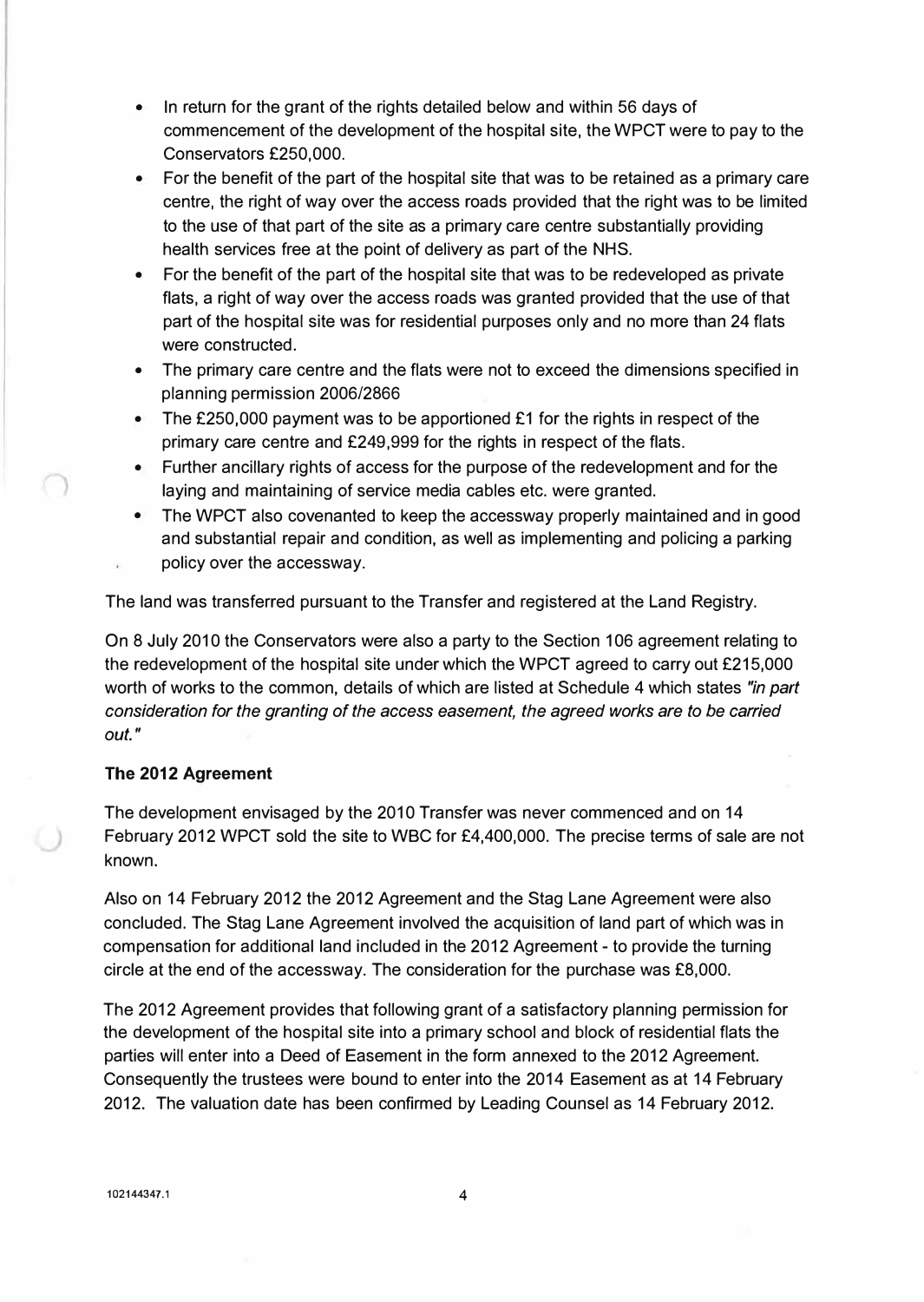- In return for the grant of the rights detailed below and within 56 days of commencement of the development of the hospital site, the WPCT were to pay to the Conservators £250,000.
- For the benefit of the part of the hospital site that was to be retained as a primary care centre, the right of way over the access roads provided that the right was to be limited to the use of that part of the site as a primary care centre substantially providing health services free at the point of delivery as part of the NHS.
- For the benefit of the part of the hospital site that was to be redeveloped as private flats, a right of way over the access roads was granted provided that the use of that part of the hospital site was for residential purposes only and no more than 24 flats were constructed.
- The primary care centre and the flats were not to exceed the dimensions specified in planning permission 2006/2866
- The £250,000 payment was to be apportioned £1 for the rights in respect of the primary care centre and £249,999 for the rights in respect of the flats.
- Further ancillary rights of access for the purpose of the redevelopment and for the laying and maintaining of service media cables etc. were granted.
- The WPCT also covenanted to keep the accessway properly maintained and in good and substantial repair and condition, as well as implementing and policing a parking policy over the accessway.

The land was transferred pursuant to the Transfer and registered at the Land Registry.

On 8 July 2010 the Conservators were also a party to the Section 106 agreement relating to the redevelopment of the hospital site under which the WPCT agreed to carry out £215,000 worth of works to the common, details of which are listed at Schedule 4 which states *"in part consideration for the granting of the access easement, the agreed works are to be carried out."*

**The 2012 Agreement**

The development envisaged by the 2010 Transfer was never commenced and on 14 February 2012 WPCT sold the site to WBC for £4,400,000. The precise terms of sale are not known.

Also on 14 February 2012 the 2012 Agreement and the Stag Lane Agreement were also concluded. The Stag Lane Agreement involved the acquisition of land part of which was in compensation for additional land included in the 2012 Agreement - to provide the turning circle at the end of the accessway. The consideration for the purchase was £8,000.

The 2012 Agreement provides that following grant of a satisfactory planning permission for the development of the hospital site into a primary school and block of residential flats the parties will enter into a Deed of Easement in the form annexed to the 2012 Agreement. Consequently the trustees were bound to enter into the 2014 Easement as at 14 February 2012. The valuation date has been confirmed by Leading Counsel as 14 February 2012.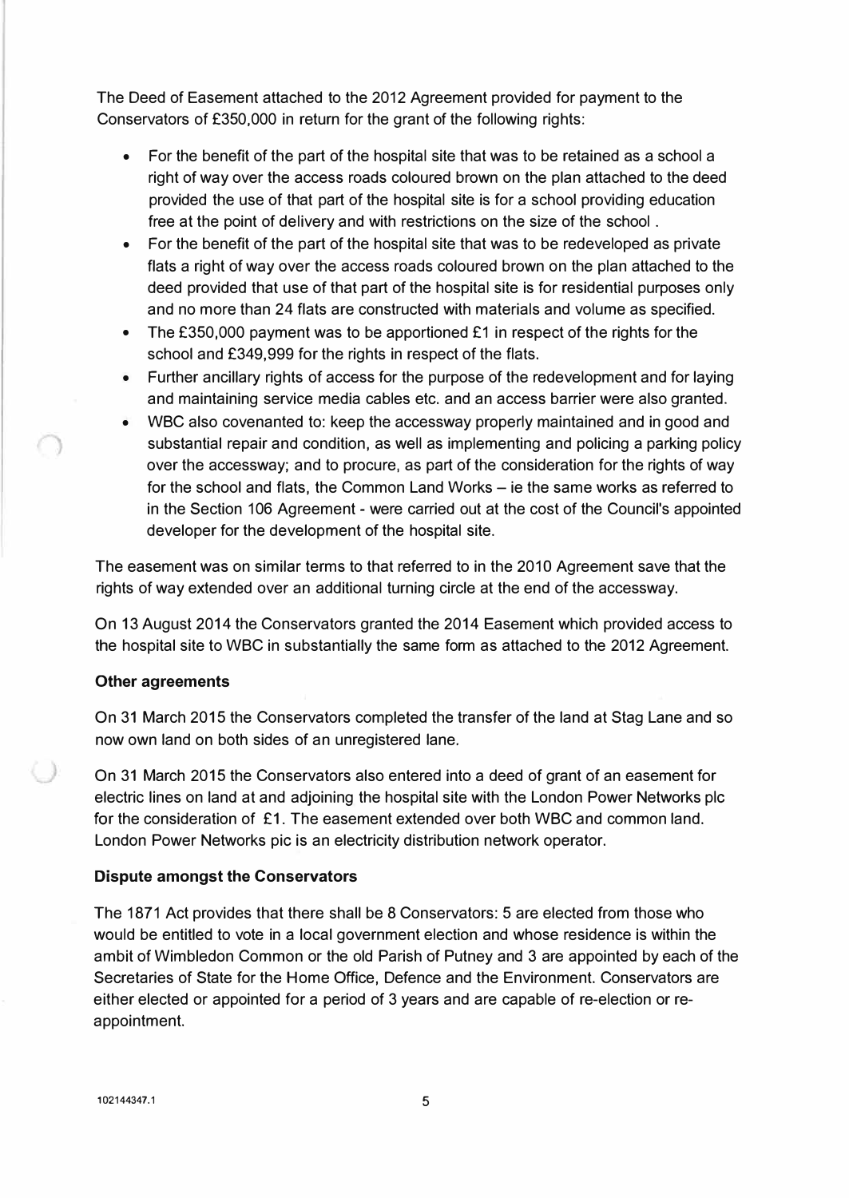The Deed of Easement attached to the 2012 Agreement provided for payment to the Conservators of £350,000 in return for the grant of the following rights:

- For the benefit of the part of the hospital site that was to be retained as a school a right of way over the access roads coloured brown on the plan attached to the deed provided the use of that part of the hospital site is for a school providing education free at the point of delivery and with restrictions on the size of the school .
- For the benefit of the part of the hospital site that was to be redeveloped as private flats a right of way over the access roads coloured brown on the plan attached to the deed provided that use of that part of the hospital site is for residential purposes only and no more than 24 flats are constructed with materials and volume as specified.
- The £350,000 payment was to be apportioned £1 in respect of the rights for the school and £349,999 for the rights in respect of the flats.
- Further ancillary rights of access for the purpose of the redevelopment and for laying and maintaining service media cables etc. and an access barrier were also granted.
- WBC also covenanted to: keep the accessway properly maintained and in good and substantial repair and condition, as well as implementing and policing a parking policy over the accessway; and to procure, as part of the consideration for the rights of way for the school and flats, the Common Land Works – ie the same works as referred to in the Section 106 Agreement - were carried out at the cost of the Council's appointed developer for the development of the hospital site.

The easement was on similar terms to that referred to in the 2010 Agreement save that the rights of way extended over an additional turning circle at the end of the accessway.

On 13 August 2014 the Conservators granted the 2014 Easement which provided access to the hospital site to WBC in substantially the same form as attached to the 2012 Agreement.

**Other agreements**

On 31 March 2015 the Conservators completed the transfer of the land at Stag Lane and so now own land on both sides of an unregistered lane.

On 31 March 2015 the Conservators also entered into a deed of grant of an easement for electric lines on land at and adjoining the hospital site with the London Power Networks plc for the consideration of £1. The easement extended over both WBC and common land. London Power Networks pic is an electricity distribution network operator.

**Dispute amongst the Conservators**

The 1871 Act provides that there shall be 8 Conservators: 5 are elected from those who would be entitled to vote in a local government election and whose residence is within the ambit of Wimbledon Common or the old Parish of Putney and 3 are appointed by each of the Secretaries of State for the Home Office, Defence and the Environment. Conservators are either elected or appointed for a period of 3 years and are capable of re-election or re-appointment.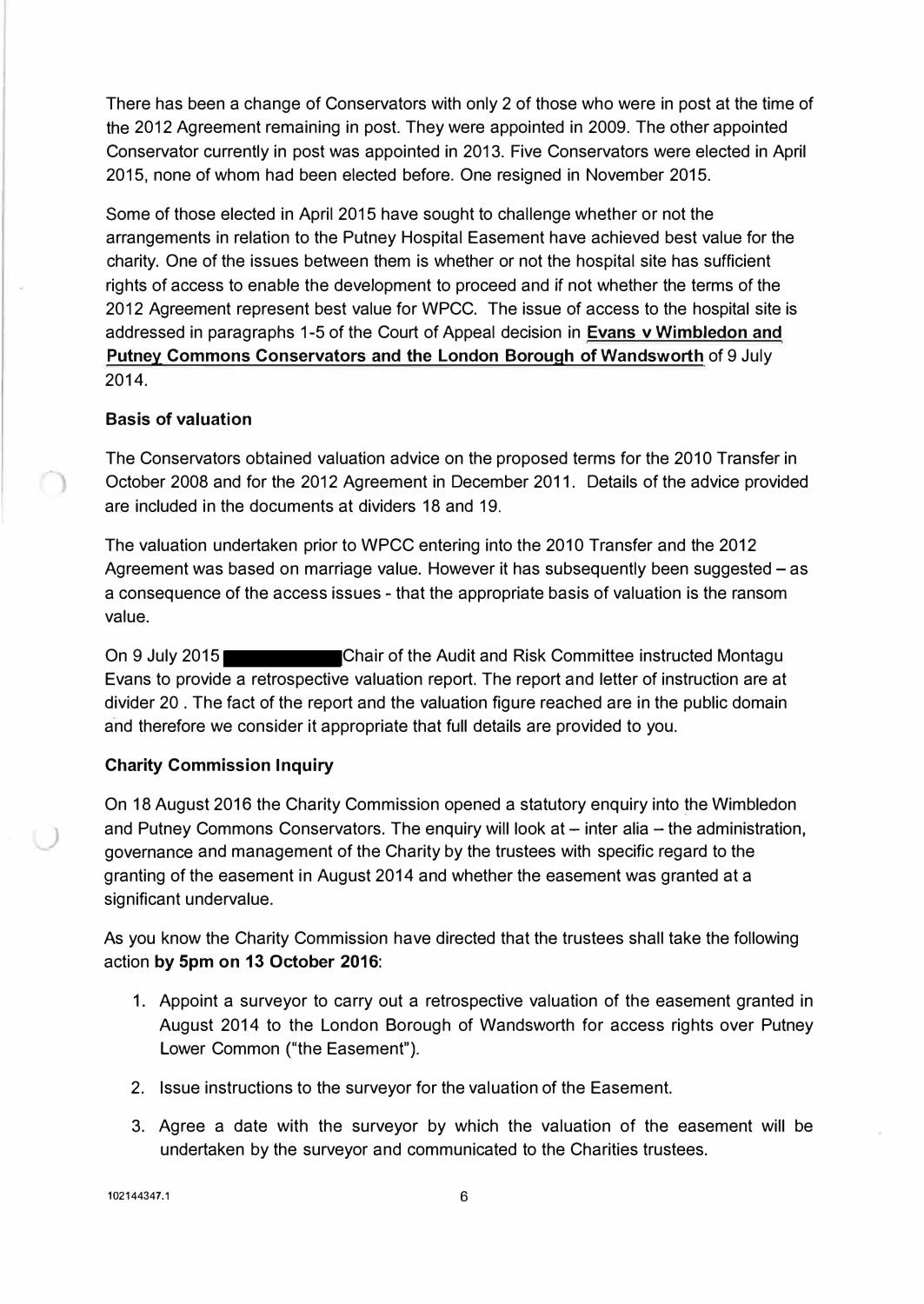There has been a change of Conservators with only 2 of those who were in post at the time of the 2012 Agreement remaining in post. They were appointed in 2009. The other appointed Conservator currently in post was appointed in 2013. Five Conservators were elected in April 2015, none of whom had been elected before. One resigned in November 2015.

Some of those elected in April 2015 have sought to challenge whether or not the arrangements in relation to the Putney Hospital Easement have achieved best value for the charity. One of the issues between them is whether or not the hospital site has sufficient rights of access to enable the development to proceed and if not whether the terms of the 2012 Agreement represent best value for WPCC. The issue of access to the hospital site is addressed in paragraphs 1-5 of the Court of Appeal decision in **Evans v Wimbledon and Putney Commons Conservators and the London Borough of Wandsworth** of 9 July 2014.

**Basis of valuation**

The Conservators obtained valuation advice on the proposed terms for the 2010 Transfer in October 2008 and for the 2012 Agreement in December 2011. Details of the advice provided are included in the documents at dividers 18 and 19.

The valuation undertaken prior to WPCC entering into the 2010 Transfer and the 2012 Agreement was based on marriage value. However it has subsequently been suggested – as a consequence of the access issues - that the appropriate basis of valuation is the ransom value.

On 9 July 2015 [REDACTED] Chair of the Audit and Risk Committee instructed Montagu Evans to provide a retrospective valuation report. The report and letter of instruction are at divider 20 . The fact of the report and the valuation figure reached are in the public domain and therefore we consider it appropriate that full details are provided to you.

**Charity Commission Inquiry**

On 18 August 2016 the Charity Commission opened a statutory enquiry into the Wimbledon and Putney Commons Conservators. The enquiry will look at – inter alia – the administration, governance and management of the Charity by the trustees with specific regard to the granting of the easement in August 2014 and whether the easement was granted at a significant undervalue.

As you know the Charity Commission have directed that the trustees shall take the following action **by 5pm on 13 October 2016**:

1. Appoint a surveyor to carry out a retrospective valuation of the easement granted in August 2014 to the London Borough of Wandsworth for access rights over Putney Lower Common ("the Easement").
2. Issue instructions to the surveyor for the valuation of the Easement.
3. Agree a date with the surveyor by which the valuation of the easement will be undertaken by the surveyor and communicated to the Charities trustees.

102144347.1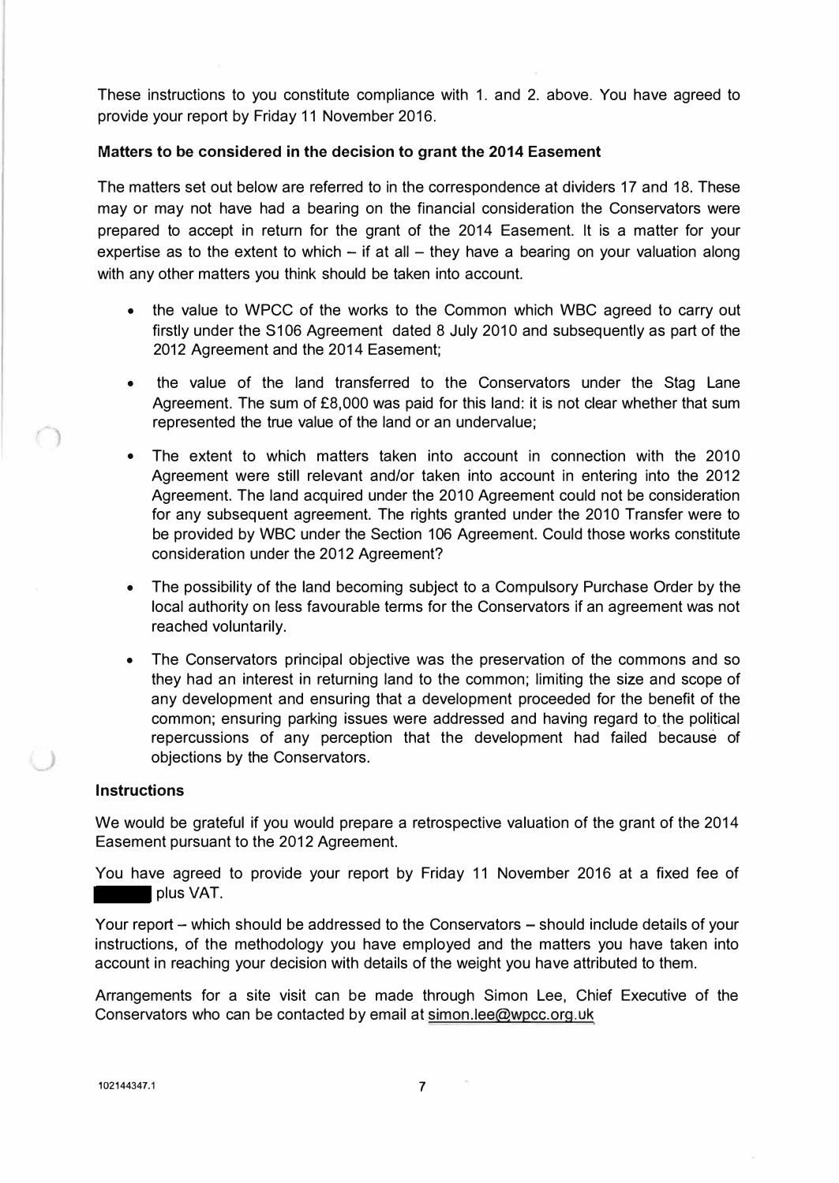These instructions to you constitute compliance with 1. and 2. above. You have agreed to provide your report by Friday 11 November 2016.

**Matters to be considered in the decision to grant the 2014 Easement**

The matters set out below are referred to in the correspondence at dividers 17 and 18. These may or may not have had a bearing on the financial consideration the Conservators were prepared to accept in return for the grant of the 2014 Easement. It is a matter for your expertise as to the extent to which – if at all – they have a bearing on your valuation along with any other matters you think should be taken into account.

- the value to WPCC of the works to the Common which WBC agreed to carry out firstly under the S106 Agreement dated 8 July 2010 and subsequently as part of the 2012 Agreement and the 2014 Easement;
- the value of the land transferred to the Conservators under the Stag Lane Agreement. The sum of £8,000 was paid for this land: it is not clear whether that sum represented the true value of the land or an undervalue;
- The extent to which matters taken into account in connection with the 2010 Agreement were still relevant and/or taken into account in entering into the 2012 Agreement. The land acquired under the 2010 Agreement could not be consideration for any subsequent agreement. The rights granted under the 2010 Transfer were to be provided by WBC under the Section 106 Agreement. Could those works constitute consideration under the 2012 Agreement?
- The possibility of the land becoming subject to a Compulsory Purchase Order by the local authority on less favourable terms for the Conservators if an agreement was not reached voluntarily.
- The Conservators principal objective was the preservation of the commons and so they had an interest in returning land to the common; limiting the size and scope of any development and ensuring that a development proceeded for the benefit of the common; ensuring parking issues were addressed and having regard to the political repercussions of any perception that the development had failed because of objections by the Conservators.

**Instructions**

We would be grateful if you would prepare a retrospective valuation of the grant of the 2014 Easement pursuant to the 2012 Agreement.

You have agreed to provide your report by Friday 11 November 2016 at a fixed fee of ██████ plus VAT.

Your report – which should be addressed to the Conservators – should include details of your instructions, of the methodology you have employed and the matters you have taken into account in reaching your decision with details of the weight you have attributed to them.

Arrangements for a site visit can be made through Simon Lee, Chief Executive of the Conservators who can be contacted by email at simon.lee@wpcc.org.uk

102144347.1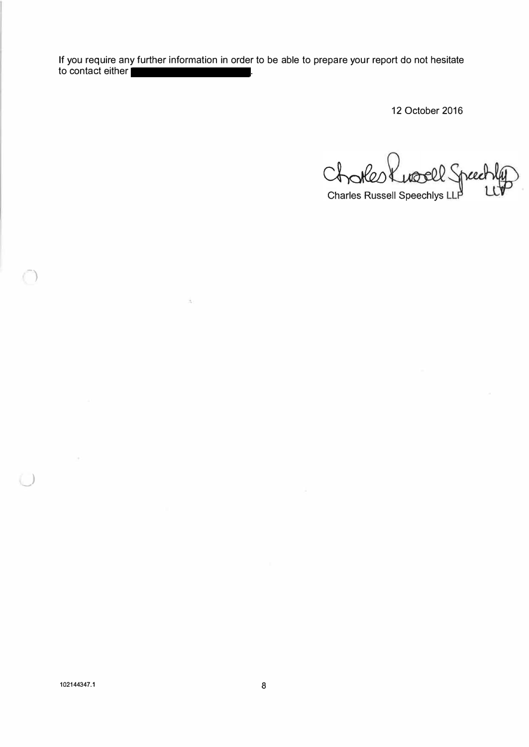If you require any further information in order to be able to prepare your report do not hesitate to contact either [redacted].

12 October 2016

Charles Russell Speechlys LLP

102144347.1